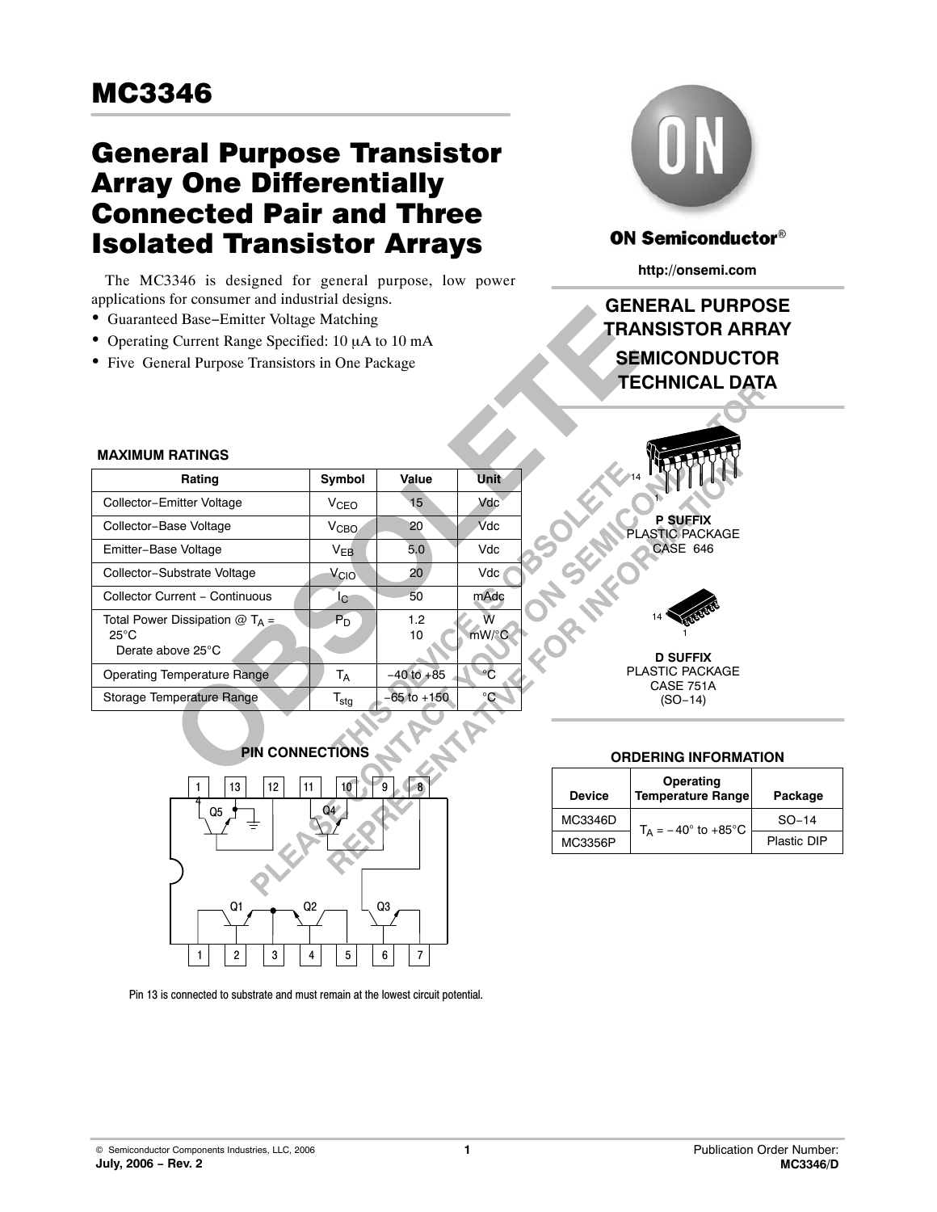# MC3346

# General Purpose Transistor Array One Differentially Connected Pair and Three Isolated Transistor Arrays

The MC3346 is designed for general purpose, low power applications for consumer and industrial designs.

- Guaranteed Base−Emitter Voltage Matching
- Operating Current Range Specified: 10 μA to 10 mA
- Five General Purpose Transistors in One Package

**ON Semiconductor**®

http://onsemi.com

**GENERAL PURPOSE TRANSISTOR ARRAY**

**SEMICONDUCTOR TECHNICAL DATA**

OBSOLETE

THIS DEVICE IS OBSOLETE PLEASE CONTACT YOUR ON SEMICONDUCTOR REPRESENTATIVE FOR INFORMATION

### MAXIMUM RATINGS

| Rating | Symbol | Value | Unit |
|---|---|---|---|
| Collector−Emitter Voltage | $V_{CEO}$ | 15 | Vdc |
| Collector−Base Voltage | $V_{CBO}$ | 20 | Vdc |
| Emitter−Base Voltage | $V_{EB}$ | 5.0 | Vdc |
| Collector−Substrate Voltage | $V_{CIO}$ | 20 | Vdc |
| Collector Current − Continuous | $I_C$ | 50 | mAdc |
| Total Power Dissipation @ $T_A$ = 25°C<br>Derate above 25°C | $P_D$ | 1.2<br>10 | W<br>mW/°C |
| Operating Temperature Range | $T_A$ | −40 to +85 | °C |
| Storage Temperature Range | $T_{stg}$ | −65 to +150 | °C |

**P SUFFIX**
PLASTIC PACKAGE
CASE 646

**D SUFFIX**
PLASTIC PACKAGE
CASE 751A
(SO−14)

### PIN CONNECTIONS

Pin 13 is connected to substrate and must remain at the lowest circuit potential.

### ORDERING INFORMATION

| Device | Operating Temperature Range | Package |
|---|---|---|
| MC3346D | $T_A$ = −40° to +85°C | SO−14 |
| MC3356P | | Plastic DIP |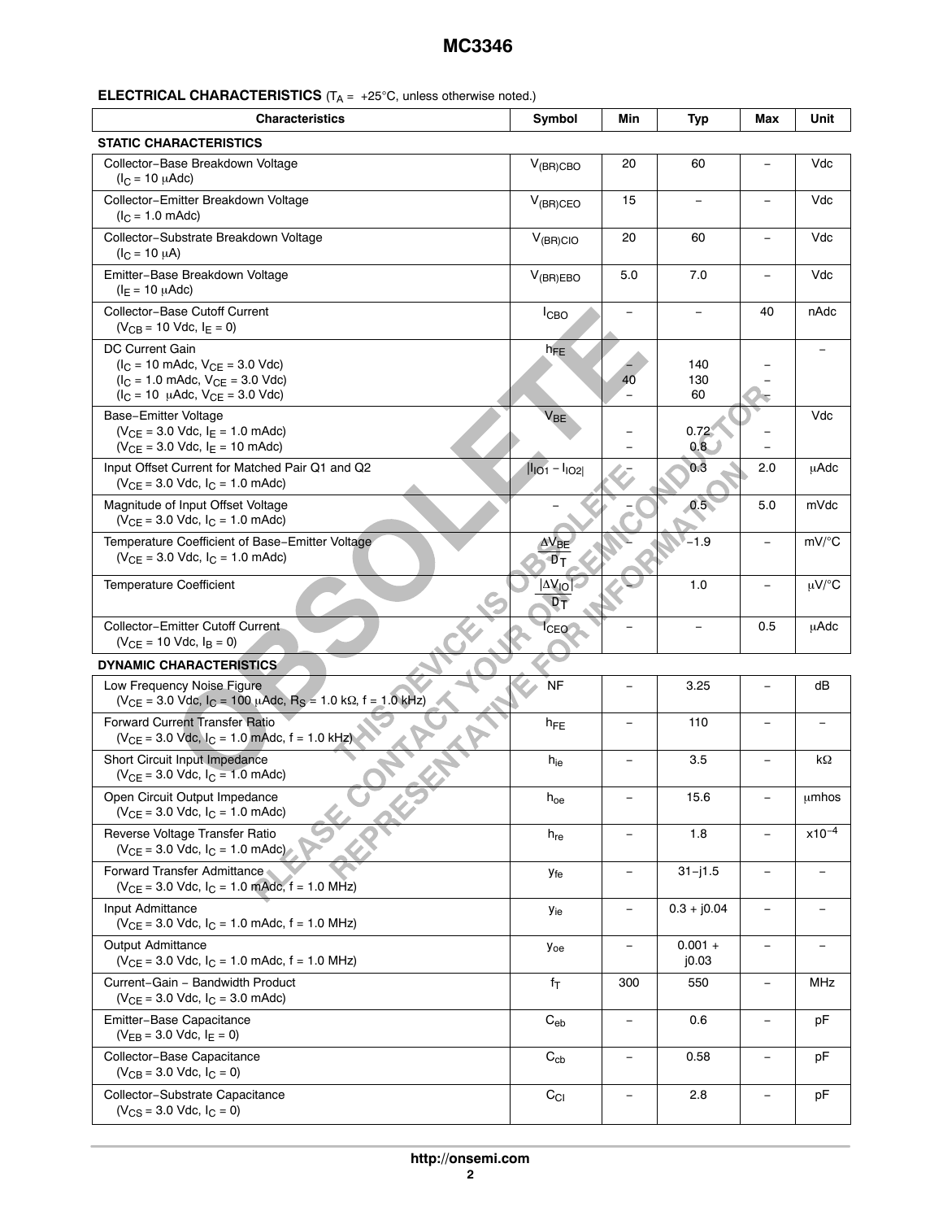**ELECTRICAL CHARACTERISTICS** ($T_A$ = +25°C, unless otherwise noted.)

| Characteristics | Symbol | Min | Typ | Max | Unit |
|---|---|---|---|---|---|
| **STATIC CHARACTERISTICS** | | | | | |
| Collector−Base Breakdown Voltage ($I_C$ = 10 μAdc) | $V_{(BR)CBO}$ | 20 | 60 | − | Vdc |
| Collector−Emitter Breakdown Voltage ($I_C$ = 1.0 mAdc) | $V_{(BR)CEO}$ | 15 | − | − | Vdc |
| Collector−Substrate Breakdown Voltage ($I_C$ = 10 μA) | $V_{(BR)CIO}$ | 20 | 60 | − | Vdc |
| Emitter−Base Breakdown Voltage ($I_E$ = 10 μAdc) | $V_{(BR)EBO}$ | 5.0 | 7.0 | − | Vdc |
| Collector−Base Cutoff Current ($V_{CB}$ = 10 Vdc, $I_E$ = 0) | $I_{CBO}$ | − | − | 40 | nAdc |
| DC Current Gain | $h_{FE}$ | | | | − |
| ($I_C$ = 10 mAdc, $V_{CE}$ = 3.0 Vdc) | | − | 140 | − | |
| ($I_C$ = 1.0 mAdc, $V_{CE}$ = 3.0 Vdc) | | 40 | 130 | − | |
| ($I_C$ = 10 μAdc, $V_{CE}$ = 3.0 Vdc) | | − | 60 | − | |
| Base−Emitter Voltage | $V_{BE}$ | | | | Vdc |
| ($V_{CE}$ = 3.0 Vdc, $I_E$ = 1.0 mAdc) | | − | 0.72 | − | |
| ($V_{CE}$ = 3.0 Vdc, $I_E$ = 10 mAdc) | | − | 0.8 | − | |
| Input Offset Current for Matched Pair Q1 and Q2 ($V_{CE}$ = 3.0 Vdc, $I_C$ = 1.0 mAdc) | $\|I_{IO1} - I_{IO2}\|$ | − | 0.3 | 2.0 | μAdc |
| Magnitude of Input Offset Voltage ($V_{CE}$ = 3.0 Vdc, $I_C$ = 1.0 mAdc) | − | − | 0.5 | 5.0 | mVdc |
| Temperature Coefficient of Base−Emitter Voltage ($V_{CE}$ = 3.0 Vdc, $I_C$ = 1.0 mAdc) | $\frac{\Delta V_{BE}}{D_T}$ | − | −1.9 | − | mV/°C |
| Temperature Coefficient | $\frac{\|\Delta V_{IO}\|}{D_T}$ | − | 1.0 | − | μV/°C |
| Collector−Emitter Cutoff Current ($V_{CE}$ = 10 Vdc, $I_B$ = 0) | $I_{CEO}$ | − | − | 0.5 | μAdc |
| **DYNAMIC CHARACTERISTICS** | | | | | |
| Low Frequency Noise Figure ($V_{CE}$ = 3.0 Vdc, $I_C$ = 100 μAdc, $R_S$ = 1.0 kΩ, f = 1.0 kHz) | NF | − | 3.25 | − | dB |
| Forward Current Transfer Ratio ($V_{CE}$ = 3.0 Vdc, $I_C$ = 1.0 mAdc, f = 1.0 kHz) | $h_{FE}$ | − | 110 | − | − |
| Short Circuit Input Impedance ($V_{CE}$ = 3.0 Vdc, $I_C$ = 1.0 mAdc) | $h_{ie}$ | − | 3.5 | − | kΩ |
| Open Circuit Output Impedance ($V_{CE}$ = 3.0 Vdc, $I_C$ = 1.0 mAdc) | $h_{oe}$ | − | 15.6 | − | μmhos |
| Reverse Voltage Transfer Ratio ($V_{CE}$ = 3.0 Vdc, $I_C$ = 1.0 mAdc) | $h_{re}$ | − | 1.8 | − | $x10^{-4}$ |
| Forward Transfer Admittance ($V_{CE}$ = 3.0 Vdc, $I_C$ = 1.0 mAdc, f = 1.0 MHz) | $y_{fe}$ | − | 31−j1.5 | − | − |
| Input Admittance ($V_{CE}$ = 3.0 Vdc, $I_C$ = 1.0 mAdc, f = 1.0 MHz) | $y_{ie}$ | − | 0.3 + j0.04 | − | − |
| Output Admittance ($V_{CE}$ = 3.0 Vdc, $I_C$ = 1.0 mAdc, f = 1.0 MHz) | $y_{oe}$ | − | 0.001 + j0.03 | − | − |
| Current−Gain − Bandwidth Product ($V_{CE}$ = 3.0 Vdc, $I_C$ = 3.0 mAdc) | $f_T$ | 300 | 550 | − | MHz |
| Emitter−Base Capacitance ($V_{EB}$ = 3.0 Vdc, $I_E$ = 0) | $C_{eb}$ | − | 0.6 | − | pF |
| Collector−Base Capacitance ($V_{CB}$ = 3.0 Vdc, $I_C$ = 0) | $C_{cb}$ | − | 0.58 | − | pF |
| Collector−Substrate Capacitance ($V_{CS}$ = 3.0 Vdc, $I_C$ = 0) | $C_{CI}$ | − | 2.8 | − | pF |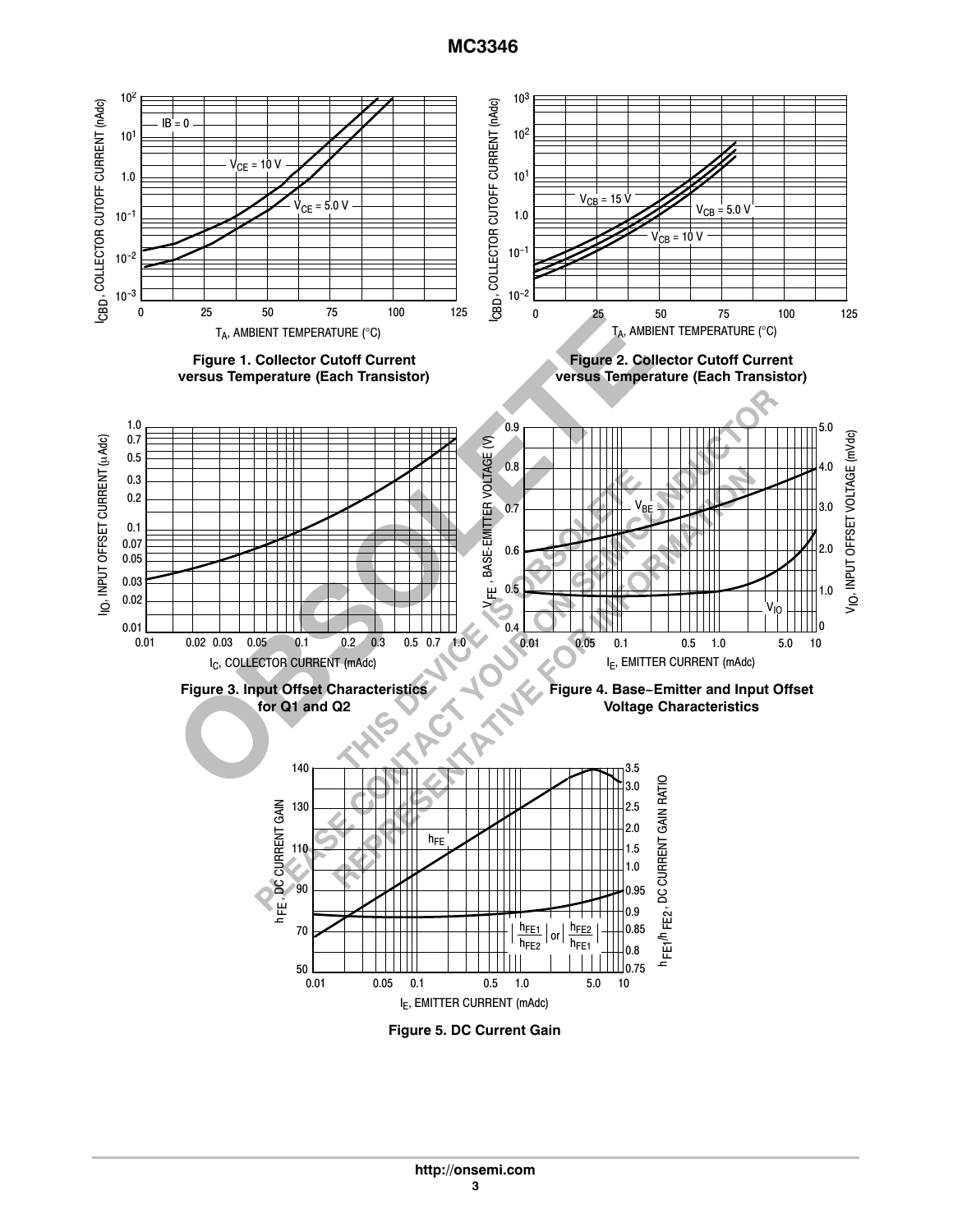Figure 1. Collector Cutoff Current versus Temperature (Each Transistor)

Figure 2. Collector Cutoff Current versus Temperature (Each Transistor)

Figure 3. Input Offset Characteristics for Q1 and Q2

Figure 4. Base−Emitter and Input Offset Voltage Characteristics

Figure 5. DC Current Gain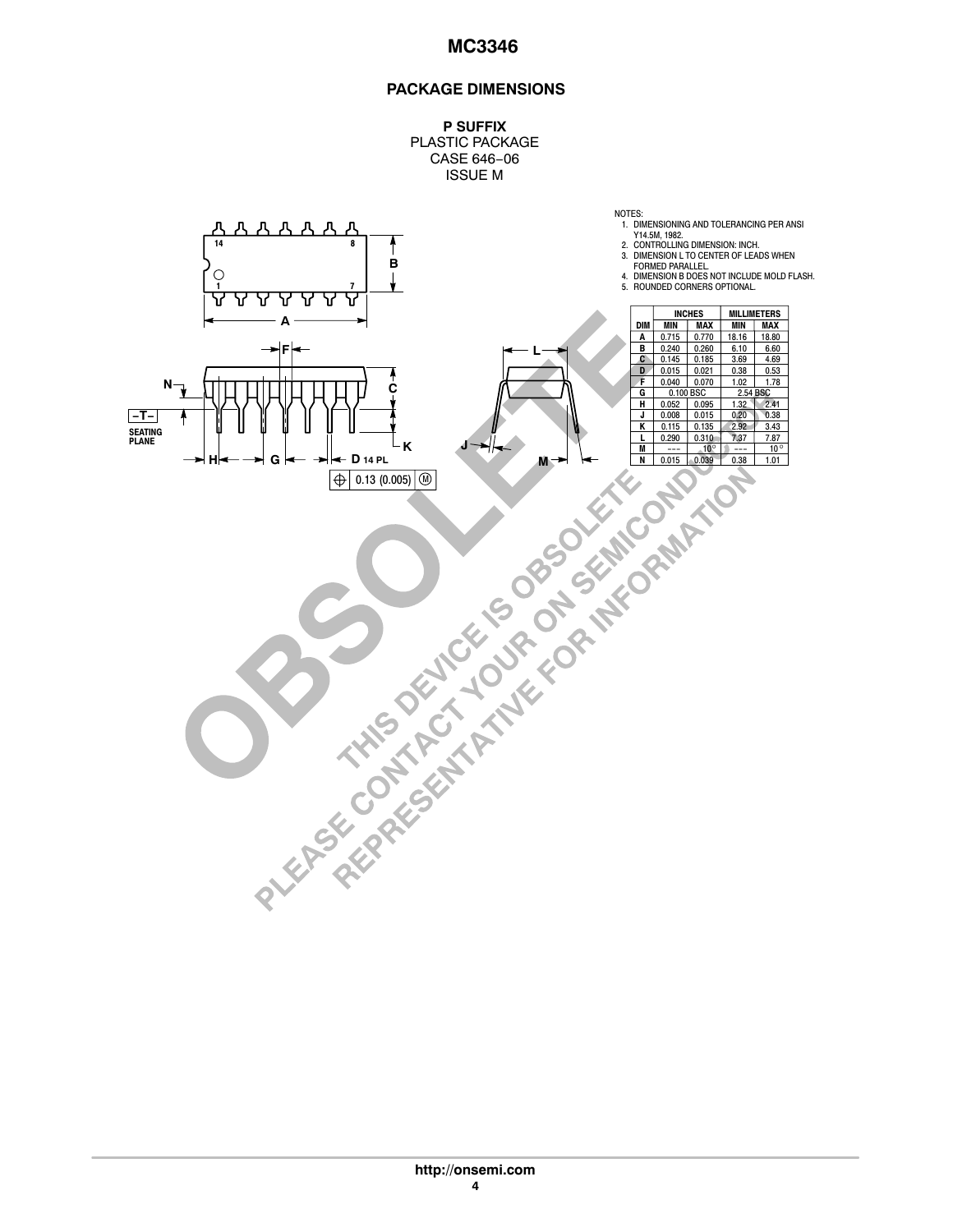## PACKAGE DIMENSIONS

**P SUFFIX**
PLASTIC PACKAGE
CASE 646−06
ISSUE M

NOTES:
1. DIMENSIONING AND TOLERANCING PER ANSI Y14.5M, 1982.
2. CONTROLLING DIMENSION: INCH.
3. DIMENSION L TO CENTER OF LEADS WHEN FORMED PARALLEL.
4. DIMENSION B DOES NOT INCLUDE MOLD FLASH.
5. ROUNDED CORNERS OPTIONAL.

| DIM | INCHES MIN | INCHES MAX | MILLIMETERS MIN | MILLIMETERS MAX |
|---|---|---|---|---|
| A | 0.715 | 0.770 | 18.16 | 18.80 |
| B | 0.240 | 0.260 | 6.10 | 6.60 |
| C | 0.145 | 0.185 | 3.69 | 4.69 |
| D | 0.015 | 0.021 | 0.38 | 0.53 |
| F | 0.040 | 0.070 | 1.02 | 1.78 |
| G | 0.100 BSC | | 2.54 BSC | |
| H | 0.052 | 0.095 | 1.32 | 2.41 |
| J | 0.008 | 0.015 | 0.20 | 0.38 |
| K | 0.115 | 0.135 | 2.92 | 3.43 |
| L | 0.290 | 0.310 | 7.37 | 7.87 |
| M | --- | 10° | --- | 10° |
| N | 0.015 | 0.039 | 0.38 | 1.01 |

OBSOLETE
THIS DEVICE IS OBSOLETE
PLEASE CONTACT YOUR ON SEMICONDUCTOR
REPRESENTATIVE FOR INFORMATION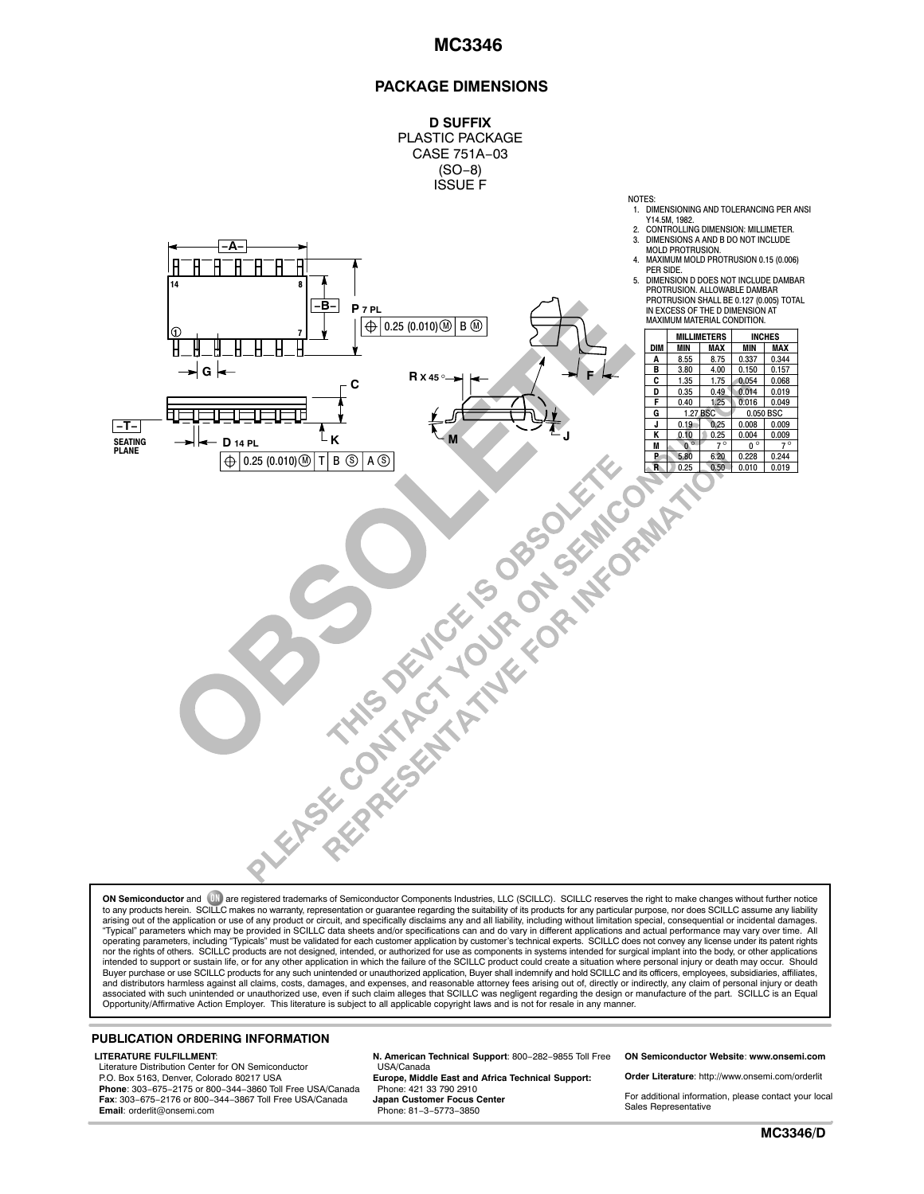## PACKAGE DIMENSIONS

**D SUFFIX**
PLASTIC PACKAGE
CASE 751A−03
(SO−8)
ISSUE F

NOTES:
1. DIMENSIONING AND TOLERANCING PER ANSI Y14.5M, 1982.
2. CONTROLLING DIMENSION: MILLIMETER.
3. DIMENSIONS A AND B DO NOT INCLUDE MOLD PROTRUSION.
4. MAXIMUM MOLD PROTRUSION 0.15 (0.006) PER SIDE.
5. DIMENSION D DOES NOT INCLUDE DAMBAR PROTRUSION. ALLOWABLE DAMBAR PROTRUSION SHALL BE 0.127 (0.005) TOTAL IN EXCESS OF THE D DIMENSION AT MAXIMUM MATERIAL CONDITION.

| | MILLIMETERS | | INCHES | |
|---|---|---|---|---|
| DIM | MIN | MAX | MIN | MAX |
| A | 8.55 | 8.75 | 0.337 | 0.344 |
| B | 3.80 | 4.00 | 0.150 | 0.157 |
| C | 1.35 | 1.75 | 0.054 | 0.068 |
| D | 0.35 | 0.49 | 0.014 | 0.019 |
| F | 0.40 | 1.25 | 0.016 | 0.049 |
| G | 1.27 BSC | | 0.050 BSC | |
| J | 0.19 | 0.25 | 0.008 | 0.009 |
| K | 0.10 | 0.25 | 0.004 | 0.009 |
| M | 0 ° | 7 ° | 0 ° | 7 ° |
| P | 5.80 | 6.20 | 0.228 | 0.244 |
| R | 0.25 | 0.50 | 0.010 | 0.019 |

−A−
14
8
−B−
P 7 PL
0.25 (0.010) M B M
1
7
G
C
R X 45 °
F
−T−
SEATING PLANE
D 14 PL
K
M
J
0.25 (0.010) M T B S A S

OBSOLETE
THIS DEVICE IS OBSOLETE
PLEASE CONTACT YOUR ON SEMICONDUCTOR
REPRESENTATIVE FOR INFORMATION

**ON Semiconductor** and ON are registered trademarks of Semiconductor Components Industries, LLC (SCILLC). SCILLC reserves the right to make changes without further notice to any products herein. SCILLC makes no warranty, representation or guarantee regarding the suitability of its products for any particular purpose, nor does SCILLC assume any liability arising out of the application or use of any product or circuit, and specifically disclaims any and all liability, including without limitation special, consequential or incidental damages. "Typical" parameters which may be provided in SCILLC data sheets and/or specifications can and do vary in different applications and actual performance may vary over time. All operating parameters, including "Typicals" must be validated for each customer application by customer's technical experts. SCILLC does not convey any license under its patent rights nor the rights of others. SCILLC products are not designed, intended, or authorized for use as components in systems intended for surgical implant into the body, or other applications intended to support or sustain life, or for any other application in which the failure of the SCILLC product could create a situation where personal injury or death may occur. Should Buyer purchase or use SCILLC products for any such unintended or unauthorized application, Buyer shall indemnify and hold SCILLC and its officers, employees, subsidiaries, affiliates, and distributors harmless against all claims, costs, damages, and expenses, and reasonable attorney fees arising out of, directly or indirectly, any claim of personal injury or death associated with such unintended or unauthorized use, even if such claim alleges that SCILLC was negligent regarding the design or manufacture of the part. SCILLC is an Equal Opportunity/Affirmative Action Employer. This literature is subject to all applicable copyright laws and is not for resale in any manner.

### PUBLICATION ORDERING INFORMATION

**LITERATURE FULFILLMENT**:
Literature Distribution Center for ON Semiconductor
P.O. Box 5163, Denver, Colorado 80217 USA
**Phone**: 303−675−2175 or 800−344−3860 Toll Free USA/Canada
**Fax**: 303−675−2176 or 800−344−3867 Toll Free USA/Canada
**Email**: orderlit@onsemi.com

**N. American Technical Support**: 800−282−9855 Toll Free USA/Canada
**Europe, Middle East and Africa Technical Support:**
Phone: 421 33 790 2910
**Japan Customer Focus Center**
Phone: 81−3−5773−3850

**ON Semiconductor Website**: **www.onsemi.com**

**Order Literature**: http://www.onsemi.com/orderlit

For additional information, please contact your local Sales Representative

**MC3346/D**